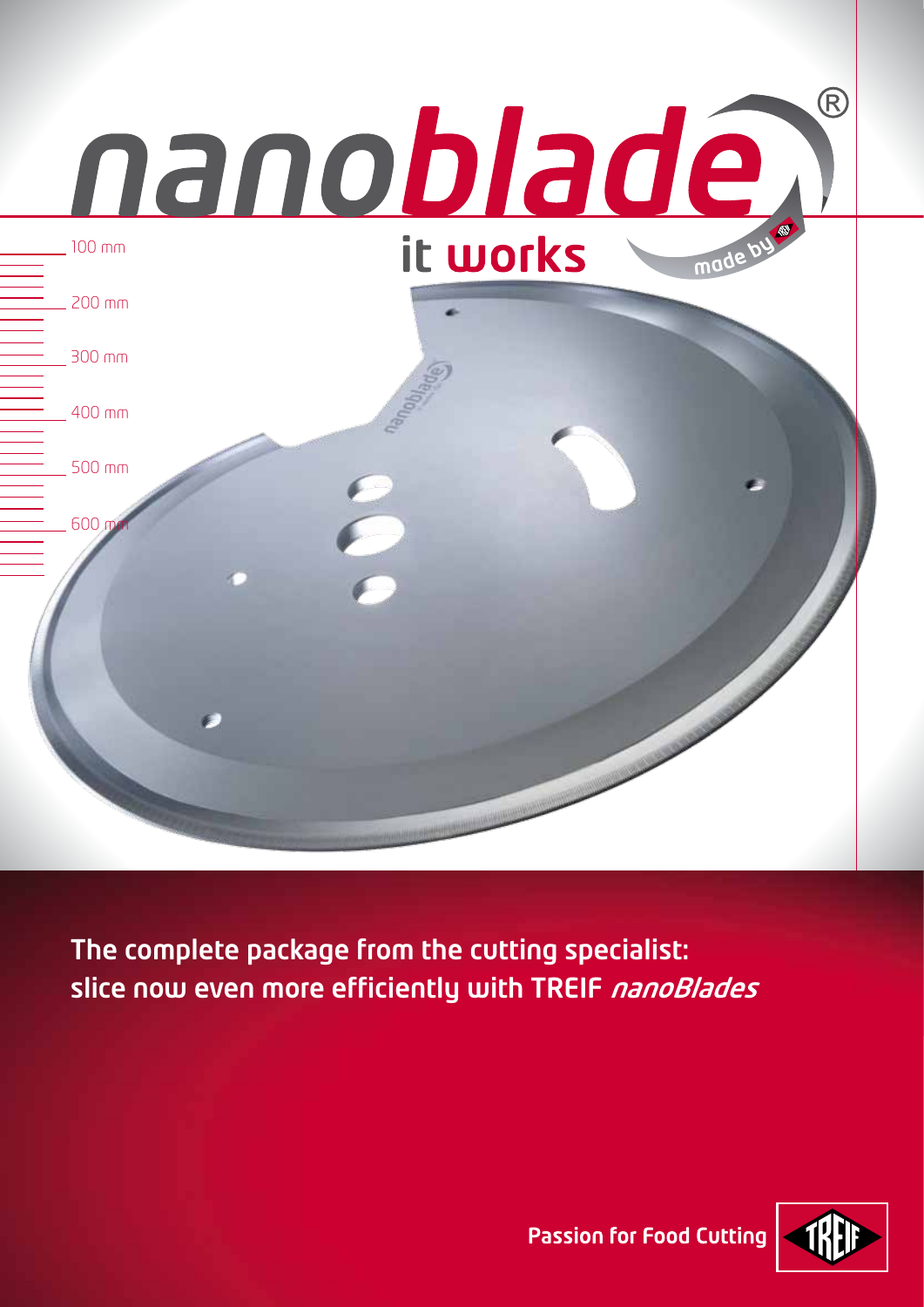# nanoblade®

**it works**

made by

100 mm

200 mm

300 mm

400 mm

500 mm

600 mm

## The complete package from the cutting specialist: slice now even more efficiently with TREIF *nanoBlades*

**Passion for Food Cutting**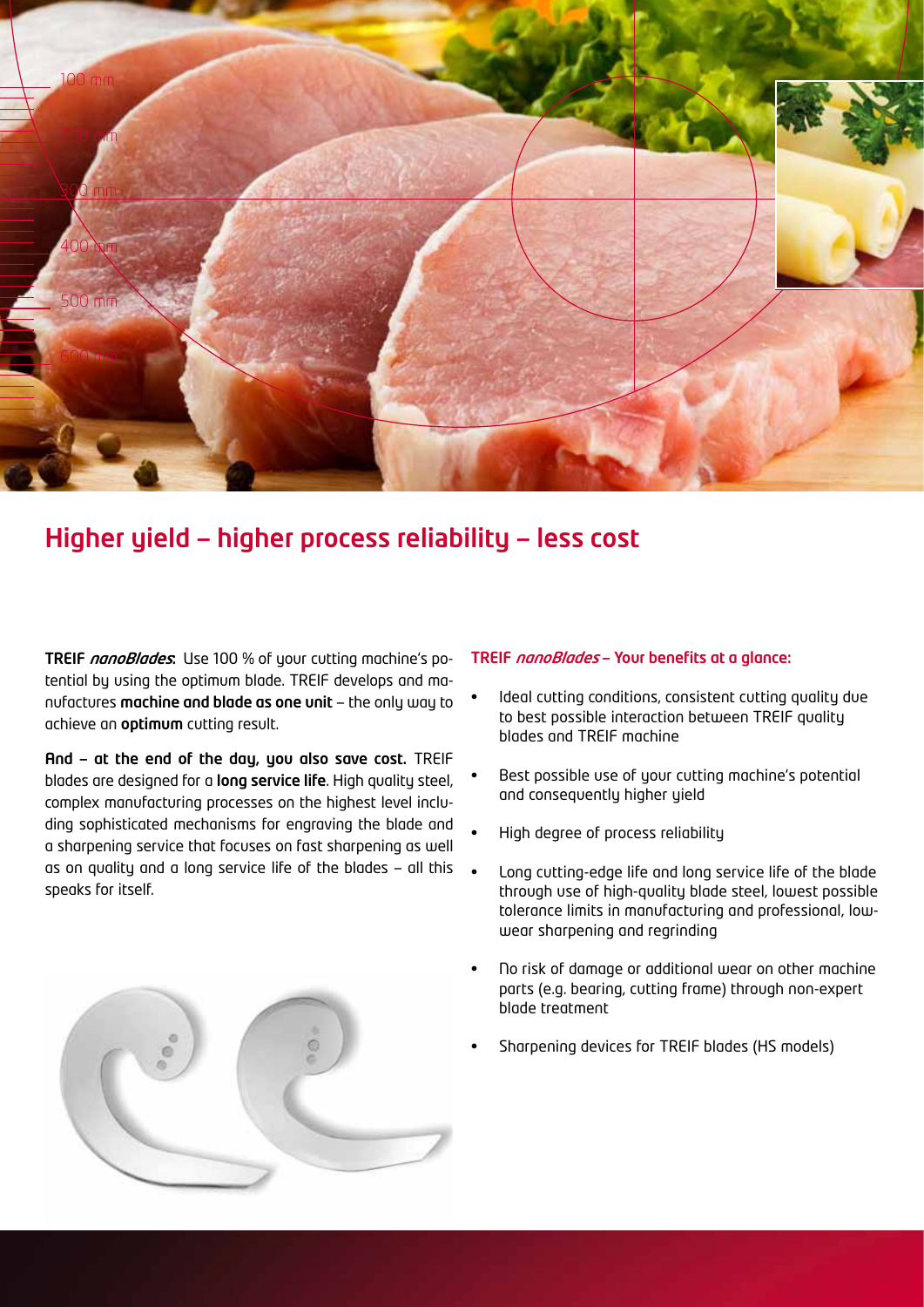## Higher yield – higher process reliability – less cost

**TREIF *nanoBlades*:** Use 100 % of your cutting machine's potential by using the optimum blade. TREIF develops and manufactures **machine and blade as one unit** – the only way to achieve an **optimum** cutting result.

**And – at the end of the day, you also save cost.** TREIF blades are designed for a **long service life**. High quality steel, complex manufacturing processes on the highest level including sophisticated mechanisms for engraving the blade and a sharpening service that focuses on fast sharpening as well as on quality and a long service life of the blades – all this speaks for itself.

**TREIF *nanoBlades* – Your benefits at a glance:**

- Ideal cutting conditions, consistent cutting quality due to best possible interaction between TREIF quality blades and TREIF machine
- Best possible use of your cutting machine's potential and consequently higher yield
- High degree of process reliability
- Long cutting-edge life and long service life of the blade through use of high-quality blade steel, lowest possible tolerance limits in manufacturing and professional, low-wear sharpening and regrinding
- No risk of damage or additional wear on other machine parts (e.g. bearing, cutting frame) through non-expert blade treatment
- Sharpening devices for TREIF blades (HS models)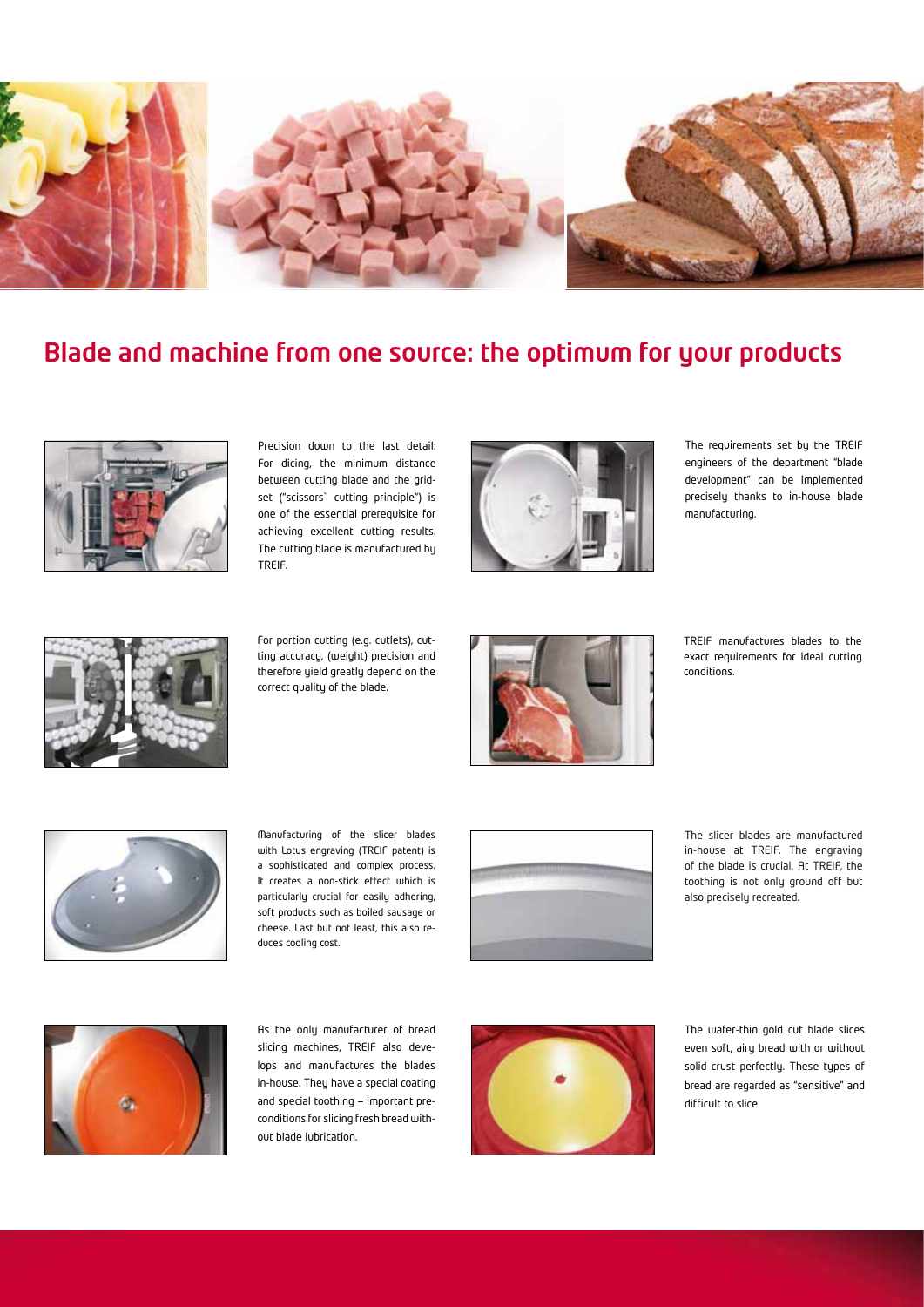## Blade and machine from one source: the optimum for your products

Precision down to the last detail: For dicing, the minimum distance between cutting blade and the grid-set ("scissors` cutting principle") is one of the essential prerequisite for achieving excellent cutting results. The cutting blade is manufactured by TREIF.

The requirements set by the TREIF engineers of the department "blade development" can be implemented precisely thanks to in-house blade manufacturing.

For portion cutting (e.g. cutlets), cutting accuracy, (weight) precision and therefore yield greatly depend on the correct quality of the blade.

TREIF manufactures blades to the exact requirements for ideal cutting conditions.

Manufacturing of the slicer blades with Lotus engraving (TREIF patent) is a sophisticated and complex process. It creates a non-stick effect which is particularly crucial for easily adhering, soft products such as boiled sausage or cheese. Last but not least, this also reduces cooling cost.

The slicer blades are manufactured in-house at TREIF. The engraving of the blade is crucial. At TREIF, the toothing is not only ground off but also precisely recreated.

As the only manufacturer of bread slicing machines, TREIF also develops and manufactures the blades in-house. They have a special coating and special toothing – important preconditions for slicing fresh bread without blade lubrication.

The wafer-thin gold cut blade slices even soft, airy bread with or without solid crust perfectly. These types of bread are regarded as "sensitive" and difficult to slice.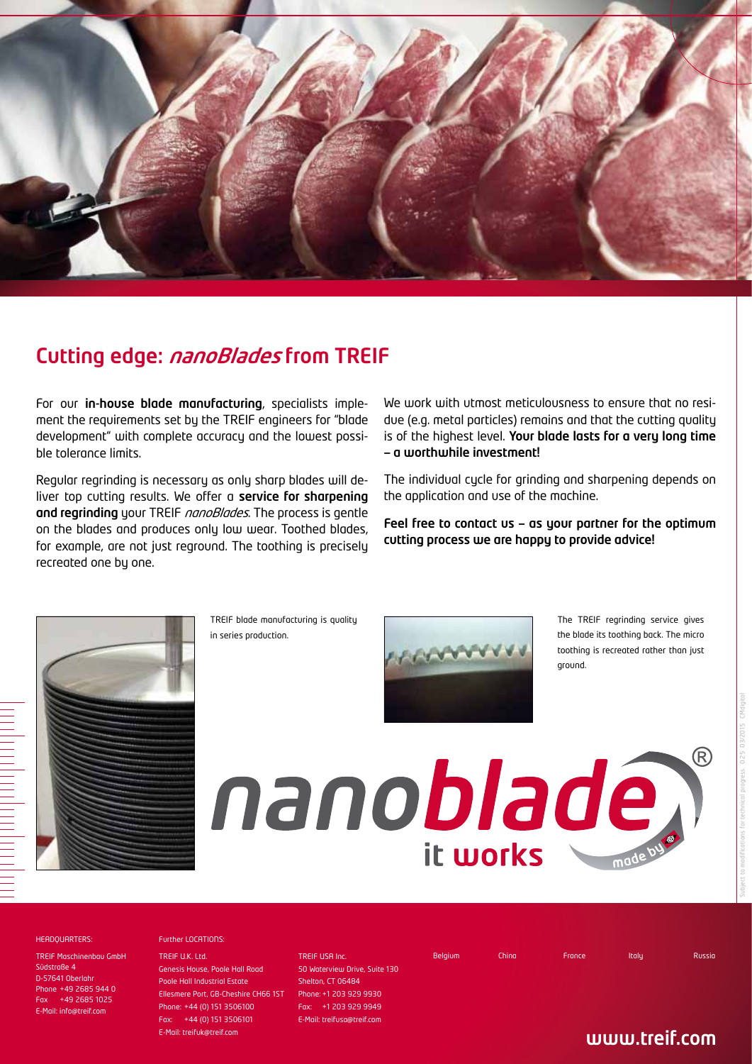## Cutting edge: *nanoBlades* from TREIF

For our **in-house blade manufacturing**, specialists implement the requirements set by the TREIF engineers for "blade development" with complete accuracy and the lowest possible tolerance limits.

Regular regrinding is necessary as only sharp blades will deliver top cutting results. We offer a **service for sharpening and regrinding** your TREIF *nanoBlades*. The process is gentle on the blades and produces only low wear. Toothed blades, for example, are not just reground. The toothing is precisely recreated one by one.

We work with utmost meticulousness to ensure that no residue (e.g. metal particles) remains and that the cutting quality is of the highest level. **Your blade lasts for a very long time – a worthwhile investment!**

The individual cycle for grinding and sharpening depends on the application and use of the machine.

**Feel free to contact us – as your partner for the optimum cutting process we are happy to provide advice!**

TREIF blade manufacturing is quality in series production.

The TREIF regrinding service gives the blade its toothing back. The micro toothing is recreated rather than just ground.

nanoblade®
it works
made by

HEADQUARTERS:

TREIF Maschinenbau GmbH
Südstraße 4
D-57641 Oberlahr
Phone +49 2685 944 0
Fax +49 2685 1025
E-Mail: info@treif.com

Further LOCATIONS:

TREIF U.K. Ltd.
Genesis House, Poole Hall Road
Poole Hall Industrial Estate
Ellesmere Port, GB-Cheshire CH66 1ST
Phone: +44 (0) 151 3506100
Fax: +44 (0) 151 3506101
E-Mail: treifuk@treif.com

TREIF USA Inc.
50 Waterview Drive, Suite 130
Shelton, CT 06484
Phone: +1 203 929 9930
Fax: +1 203 929 9949
E-Mail: treifusa@treif.com

Belgium China France Italy Russia

www.treif.com

Subject to modifications for technical progress. 0.2.5 03/2015 CMdigital